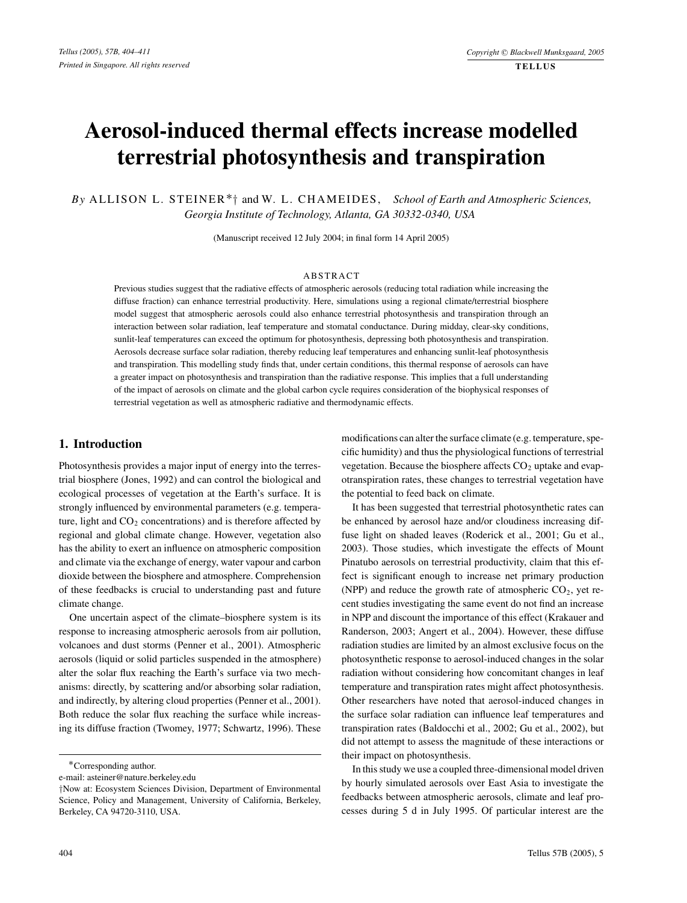# Aerosol-induced thermal effects increase modelled terrestrial photosynthesis and transpiration

*By* ALLISON L. STEINER*† and W. L. CHAMEIDES, *School of Earth and Atmospheric Sciences, Georgia Institute of Technology, Atlanta, GA 30332-0340, USA*

(Manuscript received 12 July 2004; in final form 14 April 2005)

## ABSTRACT

Previous studies suggest that the radiative effects of atmospheric aerosols (reducing total radiation while increasing the diffuse fraction) can enhance terrestrial productivity. Here, simulations using a regional climate/terrestrial biosphere model suggest that atmospheric aerosols could also enhance terrestrial photosynthesis and transpiration through an interaction between solar radiation, leaf temperature and stomatal conductance. During midday, clear-sky conditions, sunlit-leaf temperatures can exceed the optimum for photosynthesis, depressing both photosynthesis and transpiration. Aerosols decrease surface solar radiation, thereby reducing leaf temperatures and enhancing sunlit-leaf photosynthesis and transpiration. This modelling study finds that, under certain conditions, this thermal response of aerosols can have a greater impact on photosynthesis and transpiration than the radiative response. This implies that a full understanding of the impact of aerosols on climate and the global carbon cycle requires consideration of the biophysical responses of terrestrial vegetation as well as atmospheric radiative and thermodynamic effects.

## 1. Introduction

Photosynthesis provides a major input of energy into the terrestrial biosphere (Jones, 1992) and can control the biological and ecological processes of vegetation at the Earth's surface. It is strongly influenced by environmental parameters (e.g. temperature, light and $CO_2$ concentrations) and is therefore affected by regional and global climate change. However, vegetation also has the ability to exert an influence on atmospheric composition and climate via the exchange of energy, water vapour and carbon dioxide between the biosphere and atmosphere. Comprehension of these feedbacks is crucial to understanding past and future climate change.

One uncertain aspect of the climate–biosphere system is its response to increasing atmospheric aerosols from air pollution, volcanoes and dust storms (Penner et al., 2001). Atmospheric aerosols (liquid or solid particles suspended in the atmosphere) alter the solar flux reaching the Earth's surface via two mechanisms: directly, by scattering and/or absorbing solar radiation, and indirectly, by altering cloud properties (Penner et al., 2001). Both reduce the solar flux reaching the surface while increasing its diffuse fraction (Twomey, 1977; Schwartz, 1996). These modifications can alter the surface climate (e.g. temperature, specific humidity) and thus the physiological functions of terrestrial vegetation. Because the biosphere affects $CO_2$ uptake and evapotranspiration rates, these changes to terrestrial vegetation have the potential to feed back on climate.

It has been suggested that terrestrial photosynthetic rates can be enhanced by aerosol haze and/or cloudiness increasing diffuse light on shaded leaves (Roderick et al., 2001; Gu et al., 2003). Those studies, which investigate the effects of Mount Pinatubo aerosols on terrestrial productivity, claim that this effect is significant enough to increase net primary production (NPP) and reduce the growth rate of atmospheric $CO_2$, yet recent studies investigating the same event do not find an increase in NPP and discount the importance of this effect (Krakauer and Randerson, 2003; Angert et al., 2004). However, these diffuse radiation studies are limited by an almost exclusive focus on the photosynthetic response to aerosol-induced changes in the solar radiation without considering how concomitant changes in leaf temperature and transpiration rates might affect photosynthesis. Other researchers have noted that aerosol-induced changes in the surface solar radiation can influence leaf temperatures and transpiration rates (Baldocchi et al., 2002; Gu et al., 2002), but did not attempt to assess the magnitude of these interactions or their impact on photosynthesis.

In this study we use a coupled three-dimensional model driven by hourly simulated aerosols over East Asia to investigate the feedbacks between atmospheric aerosols, climate and leaf processes during 5 d in July 1995. Of particular interest are the

*Corresponding author.
e-mail: asteiner@nature.berkeley.edu
†Now at: Ecosystem Sciences Division, Department of Environmental Science, Policy and Management, University of California, Berkeley, Berkeley, CA 94720-3110, USA.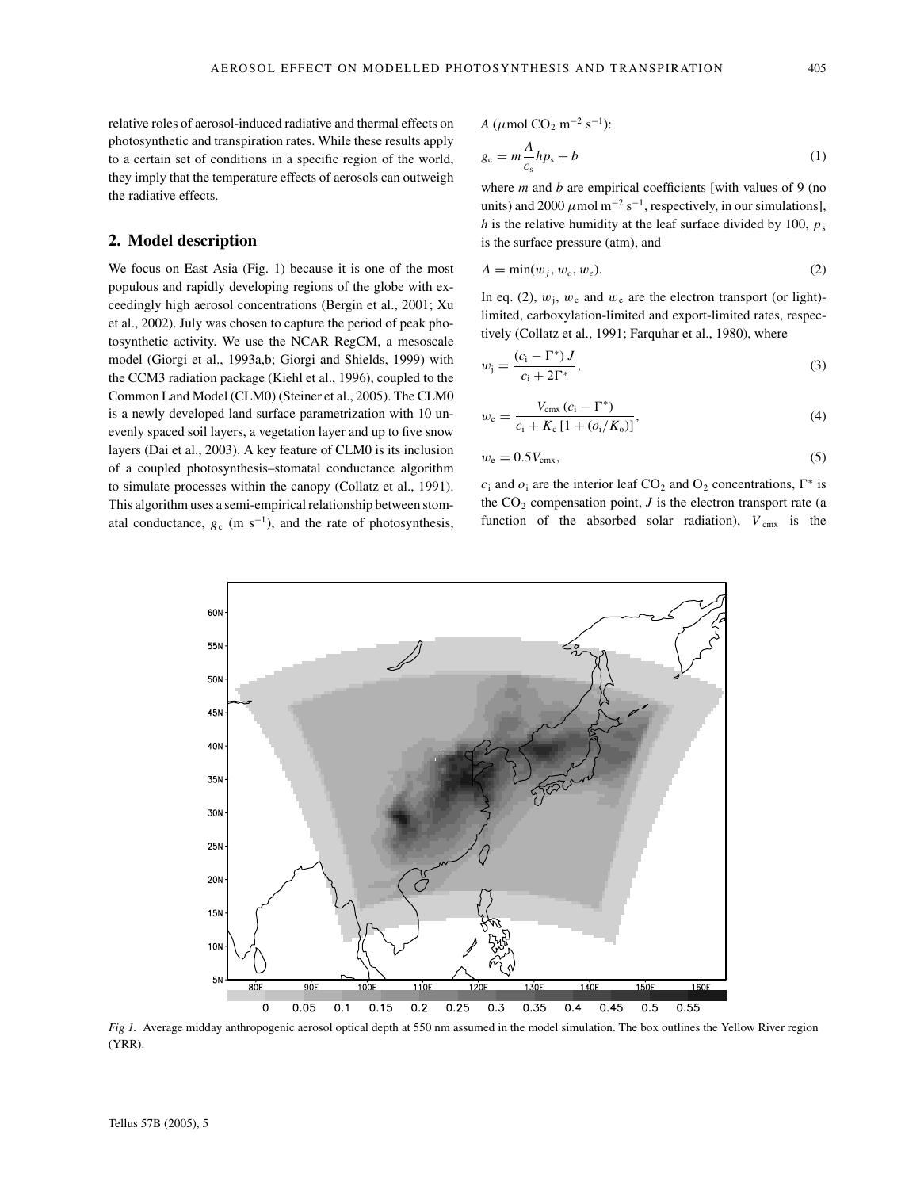relative roles of aerosol-induced radiative and thermal effects on photosynthetic and transpiration rates. While these results apply to a certain set of conditions in a specific region of the world, they imply that the temperature effects of aerosols can outweigh the radiative effects.

## 2. Model description

We focus on East Asia (Fig. 1) because it is one of the most populous and rapidly developing regions of the globe with exceedingly high aerosol concentrations (Bergin et al., 2001; Xu et al., 2002). July was chosen to capture the period of peak photosynthetic activity. We use the NCAR RegCM, a mesoscale model (Giorgi et al., 1993a,b; Giorgi and Shields, 1999) with the CCM3 radiation package (Kiehl et al., 1996), coupled to the Common Land Model (CLM0) (Steiner et al., 2005). The CLM0 is a newly developed land surface parametrization with 10 unevenly spaced soil layers, a vegetation layer and up to five snow layers (Dai et al., 2003). A key feature of CLM0 is its inclusion of a coupled photosynthesis–stomatal conductance algorithm to simulate processes within the canopy (Collatz et al., 1991). This algorithm uses a semi-empirical relationship between stomatal conductance, $g_c$ (m s$^{-1}$), and the rate of photosynthesis, $A$ ($\mu$mol CO$_2$ m$^{-2}$ s$^{-1}$):

$$g_c = m\frac{A}{c_s}hp_s + b \tag{1}$$

where $m$ and $b$ are empirical coefficients [with values of 9 (no units) and 2000 $\mu$mol m$^{-2}$ s$^{-1}$, respectively, in our simulations], $h$ is the relative humidity at the leaf surface divided by 100, $p_s$ is the surface pressure (atm), and

$$A = \min(w_j, w_c, w_e). \tag{2}$$

In eq. (2), $w_j$, $w_c$ and $w_e$ are the electron transport (or light)-limited, carboxylation-limited and export-limited rates, respectively (Collatz et al., 1991; Farquhar et al., 1980), where

$$w_j = \frac{(c_i - \Gamma^*)\,J}{c_i + 2\Gamma^*}, \tag{3}$$

$$w_c = \frac{V_{cmx}\,(c_i - \Gamma^*)}{c_i + K_c\,[1 + (o_i/K_o)]}, \tag{4}$$

$$w_e = 0.5V_{cmx}, \tag{5}$$

$c_i$ and $o_i$ are the interior leaf CO$_2$ and O$_2$ concentrations, $\Gamma^*$ is the CO$_2$ compensation point, $J$ is the electron transport rate (a function of the absorbed solar radiation), $V_{cmx}$ is the

*Fig 1.* Average midday anthropogenic aerosol optical depth at 550 nm assumed in the model simulation. The box outlines the Yellow River region (YRR).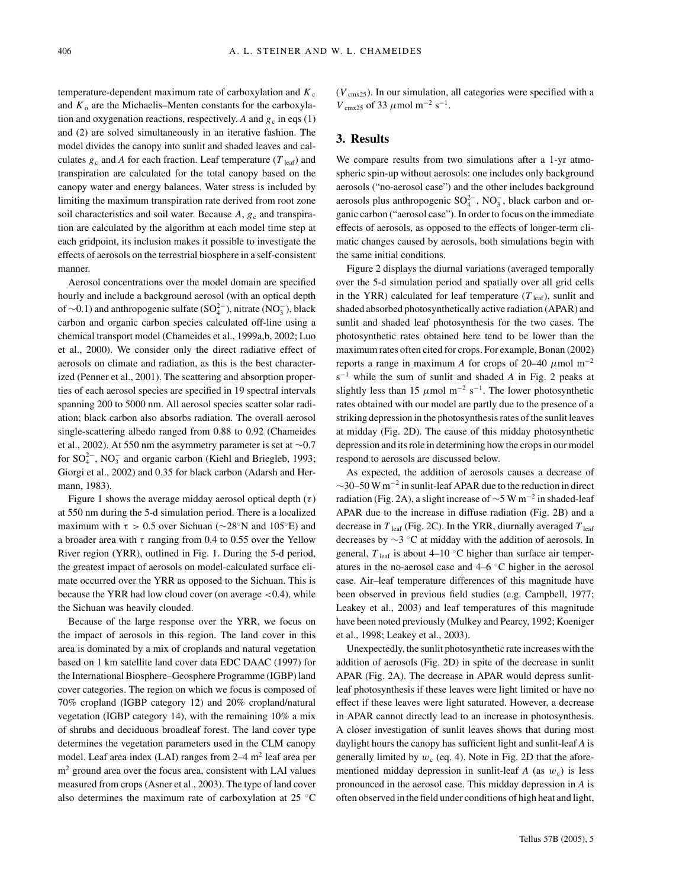temperature-dependent maximum rate of carboxylation and $K_c$ and $K_o$ are the Michaelis–Menten constants for the carboxylation and oxygenation reactions, respectively. $A$ and $g_c$ in eqs (1) and (2) are solved simultaneously in an iterative fashion. The model divides the canopy into sunlit and shaded leaves and calculates $g_c$ and $A$ for each fraction. Leaf temperature ($T_{leaf}$) and transpiration are calculated for the total canopy based on the canopy water and energy balances. Water stress is included by limiting the maximum transpiration rate derived from root zone soil characteristics and soil water. Because $A$, $g_c$ and transpiration are calculated by the algorithm at each model time step at each gridpoint, its inclusion makes it possible to investigate the effects of aerosols on the terrestrial biosphere in a self-consistent manner.

Aerosol concentrations over the model domain are specified hourly and include a background aerosol (with an optical depth of ~0.1) and anthropogenic sulfate ($SO_4^{2-}$), nitrate ($NO_3^-$), black carbon and organic carbon species calculated off-line using a chemical transport model (Chameides et al., 1999a,b, 2002; Luo et al., 2000). We consider only the direct radiative effect of aerosols on climate and radiation, as this is the best characterized (Penner et al., 2001). The scattering and absorption properties of each aerosol species are specified in 19 spectral intervals spanning 200 to 5000 nm. All aerosol species scatter solar radiation; black carbon also absorbs radiation. The overall aerosol single-scattering albedo ranged from 0.88 to 0.92 (Chameides et al., 2002). At 550 nm the asymmetry parameter is set at ~0.7 for $SO_4^{2-}$, $NO_3^-$ and organic carbon (Kiehl and Briegleb, 1993; Giorgi et al., 2002) and 0.35 for black carbon (Adarsh and Hermann, 1983).

Figure 1 shows the average midday aerosol optical depth ($\tau$) at 550 nm during the 5-d simulation period. There is a localized maximum with $\tau > 0.5$ over Sichuan (~28°N and 105°E) and a broader area with $\tau$ ranging from 0.4 to 0.55 over the Yellow River region (YRR), outlined in Fig. 1. During the 5-d period, the greatest impact of aerosols on model-calculated surface climate occurred over the YRR as opposed to the Sichuan. This is because the YRR had low cloud cover (on average <0.4), while the Sichuan was heavily clouded.

Because of the large response over the YRR, we focus on the impact of aerosols in this region. The land cover in this area is dominated by a mix of croplands and natural vegetation based on 1 km satellite land cover data EDC DAAC (1997) for the International Biosphere–Geosphere Programme (IGBP) land cover categories. The region on which we focus is composed of 70% cropland (IGBP category 12) and 20% cropland/natural vegetation (IGBP category 14), with the remaining 10% a mix of shrubs and deciduous broadleaf forest. The land cover type determines the vegetation parameters used in the CLM canopy model. Leaf area index (LAI) ranges from 2–4 $m^2$ leaf area per $m^2$ ground area over the focus area, consistent with LAI values measured from crops (Asner et al., 2003). The type of land cover also determines the maximum rate of carboxylation at 25 °C ($V_{cmx25}$). In our simulation, all categories were specified with a $V_{cmx25}$ of 33 $\mu$mol $m^{-2}$ $s^{-1}$.

## 3. Results

We compare results from two simulations after a 1-yr atmospheric spin-up without aerosols: one includes only background aerosols ("no-aerosol case") and the other includes background aerosols plus anthropogenic $SO_4^{2-}$, $NO_3^-$, black carbon and organic carbon ("aerosol case"). In order to focus on the immediate effects of aerosols, as opposed to the effects of longer-term climatic changes caused by aerosols, both simulations begin with the same initial conditions.

Figure 2 displays the diurnal variations (averaged temporally over the 5-d simulation period and spatially over all grid cells in the YRR) calculated for leaf temperature ($T_{leaf}$), sunlit and shaded absorbed photosynthetically active radiation (APAR) and sunlit and shaded leaf photosynthesis for the two cases. The photosynthetic rates obtained here tend to be lower than the maximum rates often cited for crops. For example, Bonan (2002) reports a range in maximum $A$ for crops of 20–40 $\mu$mol $m^{-2}$ $s^{-1}$ while the sum of sunlit and shaded $A$ in Fig. 2 peaks at slightly less than 15 $\mu$mol $m^{-2}$ $s^{-1}$. The lower photosynthetic rates obtained with our model are partly due to the presence of a striking depression in the photosynthesis rates of the sunlit leaves at midday (Fig. 2D). The cause of this midday photosynthetic depression and its role in determining how the crops in our model respond to aerosols are discussed below.

As expected, the addition of aerosols causes a decrease of ~30–50 W $m^{-2}$ in sunlit-leaf APAR due to the reduction in direct radiation (Fig. 2A), a slight increase of ~5 W $m^{-2}$ in shaded-leaf APAR due to the increase in diffuse radiation (Fig. 2B) and a decrease in $T_{leaf}$ (Fig. 2C). In the YRR, diurnally averaged $T_{leaf}$ decreases by ~3 °C at midday with the addition of aerosols. In general, $T_{leaf}$ is about 4–10 °C higher than surface air temperatures in the no-aerosol case and 4–6 °C higher in the aerosol case. Air–leaf temperature differences of this magnitude have been observed in previous field studies (e.g. Campbell, 1977; Leakey et al., 2003) and leaf temperatures of this magnitude have been noted previously (Mulkey and Pearcy, 1992; Koeniger et al., 1998; Leakey et al., 2003).

Unexpectedly, the sunlit photosynthetic rate increases with the addition of aerosols (Fig. 2D) in spite of the decrease in sunlit APAR (Fig. 2A). The decrease in APAR would depress sunlit-leaf photosynthesis if these leaves were light limited or have no effect if these leaves were light saturated. However, a decrease in APAR cannot directly lead to an increase in photosynthesis. A closer investigation of sunlit leaves shows that during most daylight hours the canopy has sufficient light and sunlit-leaf $A$ is generally limited by $w_c$ (eq. 4). Note in Fig. 2D that the aforementioned midday depression in sunlit-leaf $A$ (as $w_c$) is less pronounced in the aerosol case. This midday depression in $A$ is often observed in the field under conditions of high heat and light,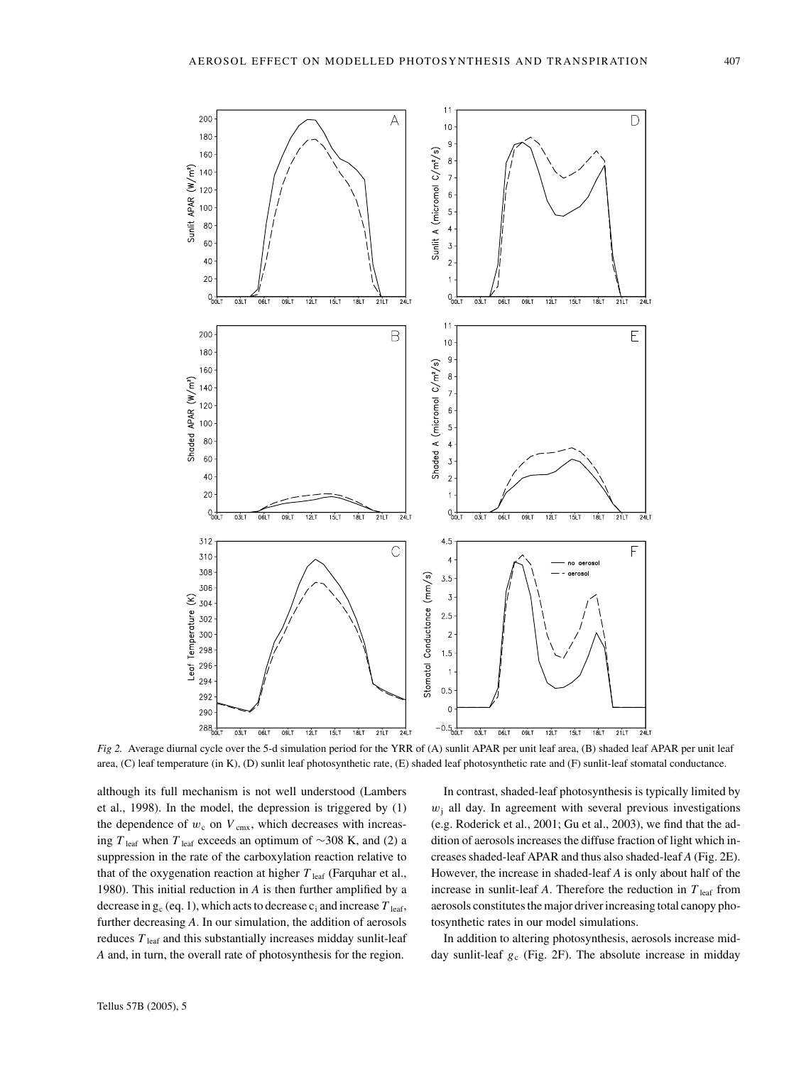*Fig 2.* Average diurnal cycle over the 5-d simulation period for the YRR of (A) sunlit APAR per unit leaf area, (B) shaded leaf APAR per unit leaf area, (C) leaf temperature (in K), (D) sunlit leaf photosynthetic rate, (E) shaded leaf photosynthetic rate and (F) sunlit-leaf stomatal conductance.

although its full mechanism is not well understood (Lambers et al., 1998). In the model, the depression is triggered by (1) the dependence of $w_c$ on $V_{cmx}$, which decreases with increasing $T_{leaf}$ when $T_{leaf}$ exceeds an optimum of ~308 K, and (2) a suppression in the rate of the carboxylation reaction relative to that of the oxygenation reaction at higher $T_{leaf}$ (Farquhar et al., 1980). This initial reduction in $A$ is then further amplified by a decrease in $g_c$ (eq. 1), which acts to decrease $c_i$ and increase $T_{leaf}$, further decreasing $A$. In our simulation, the addition of aerosols reduces $T_{leaf}$ and this substantially increases midday sunlit-leaf $A$ and, in turn, the overall rate of photosynthesis for the region.

In contrast, shaded-leaf photosynthesis is typically limited by $w_j$ all day. In agreement with several previous investigations (e.g. Roderick et al., 2001; Gu et al., 2003), we find that the addition of aerosols increases the diffuse fraction of light which increases shaded-leaf APAR and thus also shaded-leaf $A$ (Fig. 2E). However, the increase in shaded-leaf $A$ is only about half of the increase in sunlit-leaf $A$. Therefore the reduction in $T_{leaf}$ from aerosols constitutes the major driver increasing total canopy photosynthetic rates in our model simulations.

In addition to altering photosynthesis, aerosols increase midday sunlit-leaf $g_c$ (Fig. 2F). The absolute increase in midday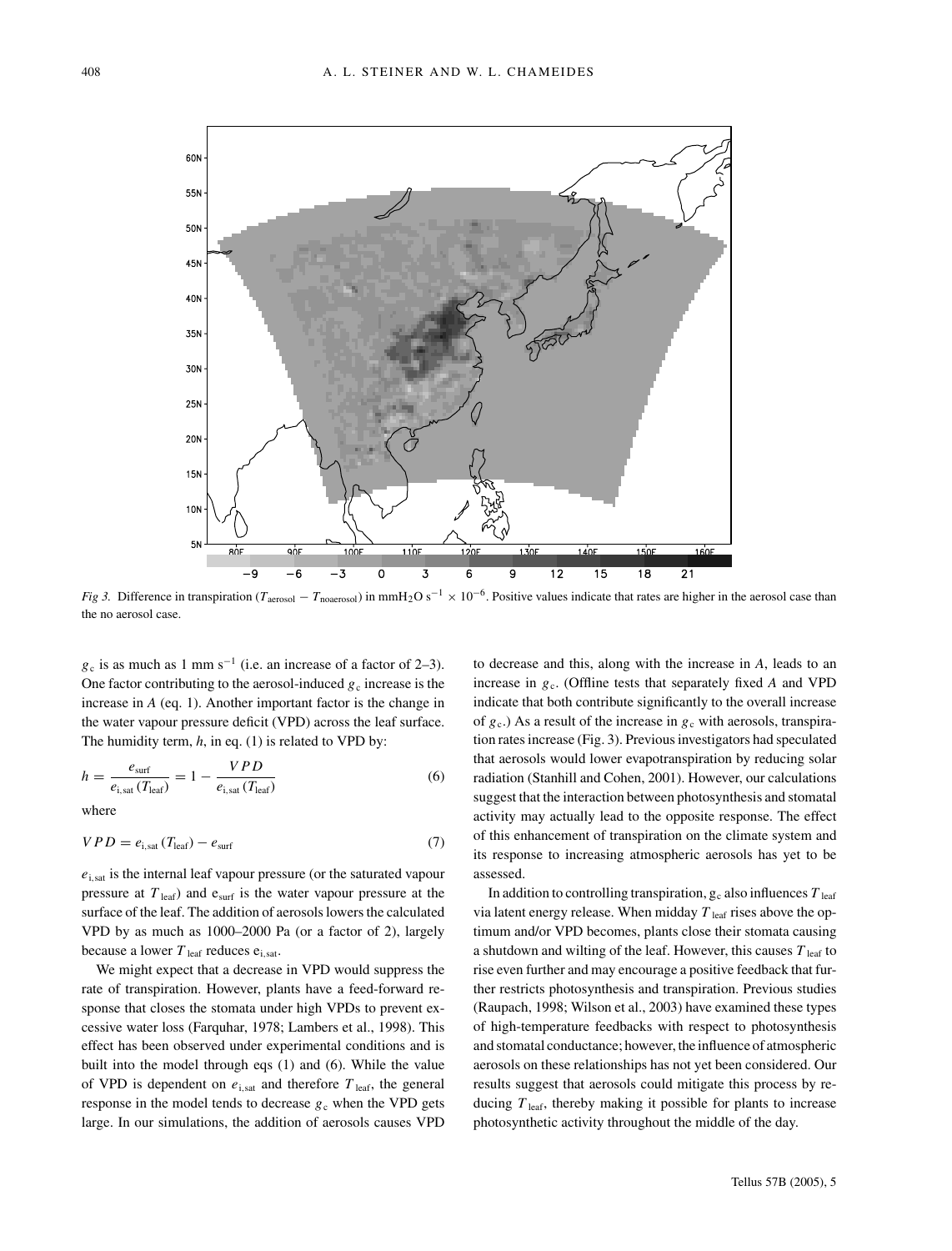*Fig 3.* Difference in transpiration ($T_{aerosol} - T_{noaerosol}$) in mmH$_2$O s$^{-1}$ $\times$ 10$^{-6}$. Positive values indicate that rates are higher in the aerosol case than the no aerosol case.

$g_c$ is as much as 1 mm s$^{-1}$ (i.e. an increase of a factor of 2–3). One factor contributing to the aerosol-induced $g_c$ increase is the increase in $A$ (eq. 1). Another important factor is the change in the water vapour pressure deficit (VPD) across the leaf surface. The humidity term, $h$, in eq. (1) is related to VPD by:

$$h = \frac{e_{surf}}{e_{i,sat}(T_{leaf})} = 1 - \frac{VPD}{e_{i,sat}(T_{leaf})} \tag{6}$$

where

$$VPD = e_{i,sat}(T_{leaf}) - e_{surf} \tag{7}$$

$e_{i,sat}$ is the internal leaf vapour pressure (or the saturated vapour pressure at $T_{leaf}$) and $e_{surf}$ is the water vapour pressure at the surface of the leaf. The addition of aerosols lowers the calculated VPD by as much as 1000–2000 Pa (or a factor of 2), largely because a lower $T_{leaf}$ reduces $e_{i,sat}$.

We might expect that a decrease in VPD would suppress the rate of transpiration. However, plants have a feed-forward response that closes the stomata under high VPDs to prevent excessive water loss (Farquhar, 1978; Lambers et al., 1998). This effect has been observed under experimental conditions and is built into the model through eqs (1) and (6). While the value of VPD is dependent on $e_{i,sat}$ and therefore $T_{leaf}$, the general response in the model tends to decrease $g_c$ when the VPD gets large. In our simulations, the addition of aerosols causes VPD to decrease and this, along with the increase in $A$, leads to an increase in $g_c$. (Offline tests that separately fixed $A$ and VPD indicate that both contribute significantly to the overall increase of $g_c$.) As a result of the increase in $g_c$ with aerosols, transpiration rates increase (Fig. 3). Previous investigators had speculated that aerosols would lower evapotranspiration by reducing solar radiation (Stanhill and Cohen, 2001). However, our calculations suggest that the interaction between photosynthesis and stomatal activity may actually lead to the opposite response. The effect of this enhancement of transpiration on the climate system and its response to increasing atmospheric aerosols has yet to be assessed.

In addition to controlling transpiration, $g_c$ also influences $T_{leaf}$ via latent energy release. When midday $T_{leaf}$ rises above the optimum and/or VPD becomes, plants close their stomata causing a shutdown and wilting of the leaf. However, this causes $T_{leaf}$ to rise even further and may encourage a positive feedback that further restricts photosynthesis and transpiration. Previous studies (Raupach, 1998; Wilson et al., 2003) have examined these types of high-temperature feedbacks with respect to photosynthesis and stomatal conductance; however, the influence of atmospheric aerosols on these relationships has not yet been considered. Our results suggest that aerosols could mitigate this process by reducing $T_{leaf}$, thereby making it possible for plants to increase photosynthetic activity throughout the middle of the day.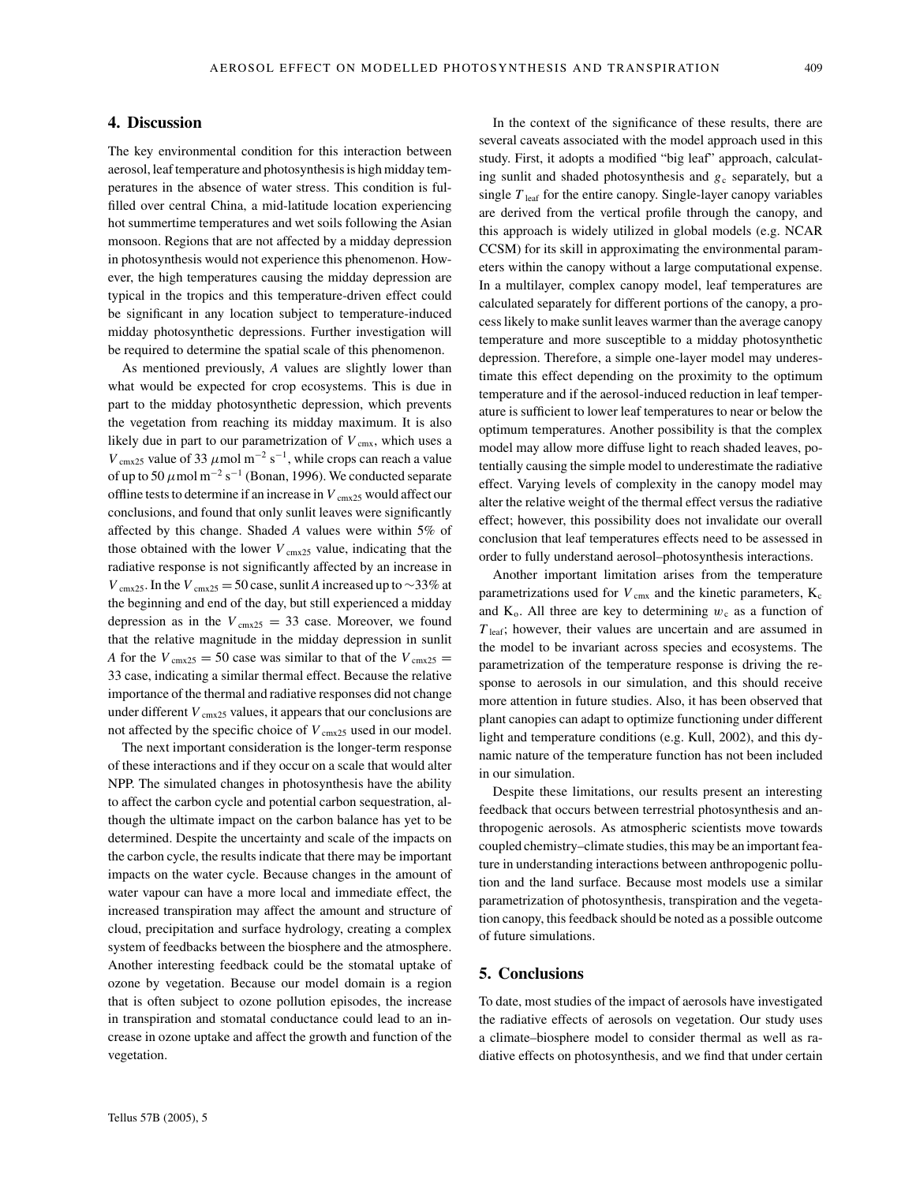## 4. Discussion

The key environmental condition for this interaction between aerosol, leaf temperature and photosynthesis is high midday temperatures in the absence of water stress. This condition is fulfilled over central China, a mid-latitude location experiencing hot summertime temperatures and wet soils following the Asian monsoon. Regions that are not affected by a midday depression in photosynthesis would not experience this phenomenon. However, the high temperatures causing the midday depression are typical in the tropics and this temperature-driven effect could be significant in any location subject to temperature-induced midday photosynthetic depressions. Further investigation will be required to determine the spatial scale of this phenomenon.

As mentioned previously, $A$ values are slightly lower than what would be expected for crop ecosystems. This is due in part to the midday photosynthetic depression, which prevents the vegetation from reaching its midday maximum. It is also likely due in part to our parametrization of $V_{cmx}$, which uses a $V_{cmx25}$ value of 33 $\mu$mol m$^{-2}$ s$^{-1}$, while crops can reach a value of up to 50 $\mu$mol m$^{-2}$ s$^{-1}$ (Bonan, 1996). We conducted separate offline tests to determine if an increase in $V_{cmx25}$ would affect our conclusions, and found that only sunlit leaves were significantly affected by this change. Shaded $A$ values were within 5% of those obtained with the lower $V_{cmx25}$ value, indicating that the radiative response is not significantly affected by an increase in $V_{cmx25}$. In the $V_{cmx25} = 50$ case, sunlit $A$ increased up to ~33% at the beginning and end of the day, but still experienced a midday depression as in the $V_{cmx25} = 33$ case. Moreover, we found that the relative magnitude in the midday depression in sunlit $A$ for the $V_{cmx25} = 50$ case was similar to that of the $V_{cmx25} = 33$ case, indicating a similar thermal effect. Because the relative importance of the thermal and radiative responses did not change under different $V_{cmx25}$ values, it appears that our conclusions are not affected by the specific choice of $V_{cmx25}$ used in our model.

The next important consideration is the longer-term response of these interactions and if they occur on a scale that would alter NPP. The simulated changes in photosynthesis have the ability to affect the carbon cycle and potential carbon sequestration, although the ultimate impact on the carbon balance has yet to be determined. Despite the uncertainty and scale of the impacts on the carbon cycle, the results indicate that there may be important impacts on the water cycle. Because changes in the amount of water vapour can have a more local and immediate effect, the increased transpiration may affect the amount and structure of cloud, precipitation and surface hydrology, creating a complex system of feedbacks between the biosphere and the atmosphere. Another interesting feedback could be the stomatal uptake of ozone by vegetation. Because our model domain is a region that is often subject to ozone pollution episodes, the increase in transpiration and stomatal conductance could lead to an increase in ozone uptake and affect the growth and function of the vegetation.

In the context of the significance of these results, there are several caveats associated with the model approach used in this study. First, it adopts a modified "big leaf" approach, calculating sunlit and shaded photosynthesis and $g_c$ separately, but a single $T_{leaf}$ for the entire canopy. Single-layer canopy variables are derived from the vertical profile through the canopy, and this approach is widely utilized in global models (e.g. NCAR CCSM) for its skill in approximating the environmental parameters within the canopy without a large computational expense. In a multilayer, complex canopy model, leaf temperatures are calculated separately for different portions of the canopy, a process likely to make sunlit leaves warmer than the average canopy temperature and more susceptible to a midday photosynthetic depression. Therefore, a simple one-layer model may underestimate this effect depending on the proximity to the optimum temperature and if the aerosol-induced reduction in leaf temperature is sufficient to lower leaf temperatures to near or below the optimum temperatures. Another possibility is that the complex model may allow more diffuse light to reach shaded leaves, potentially causing the simple model to underestimate the radiative effect. Varying levels of complexity in the canopy model may alter the relative weight of the thermal effect versus the radiative effect; however, this possibility does not invalidate our overall conclusion that leaf temperatures effects need to be assessed in order to fully understand aerosol–photosynthesis interactions.

Another important limitation arises from the temperature parametrizations used for $V_{cmx}$ and the kinetic parameters, $K_c$ and $K_o$. All three are key to determining $w_c$ as a function of $T_{leaf}$; however, their values are uncertain and are assumed in the model to be invariant across species and ecosystems. The parametrization of the temperature response is driving the response to aerosols in our simulation, and this should receive more attention in future studies. Also, it has been observed that plant canopies can adapt to optimize functioning under different light and temperature conditions (e.g. Kull, 2002), and this dynamic nature of the temperature function has not been included in our simulation.

Despite these limitations, our results present an interesting feedback that occurs between terrestrial photosynthesis and anthropogenic aerosols. As atmospheric scientists move towards coupled chemistry–climate studies, this may be an important feature in understanding interactions between anthropogenic pollution and the land surface. Because most models use a similar parametrization of photosynthesis, transpiration and the vegetation canopy, this feedback should be noted as a possible outcome of future simulations.

## 5. Conclusions

To date, most studies of the impact of aerosols have investigated the radiative effects of aerosols on vegetation. Our study uses a climate–biosphere model to consider thermal as well as radiative effects on photosynthesis, and we find that under certain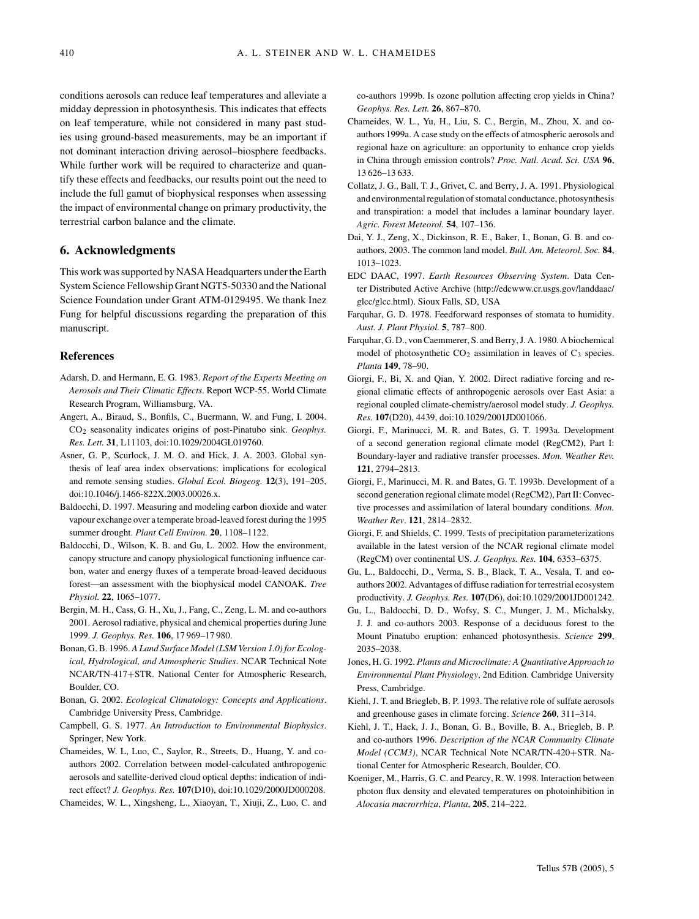conditions aerosols can reduce leaf temperatures and alleviate a midday depression in photosynthesis. This indicates that effects on leaf temperature, while not considered in many past studies using ground-based measurements, may be an important if not dominant interaction driving aerosol–biosphere feedbacks. While further work will be required to characterize and quantify these effects and feedbacks, our results point out the need to include the full gamut of biophysical responses when assessing the impact of environmental change on primary productivity, the terrestrial carbon balance and the climate.

## 6. Acknowledgments

This work was supported by NASA Headquarters under the Earth System Science Fellowship Grant NGT5-50330 and the National Science Foundation under Grant ATM-0129495. We thank Inez Fung for helpful discussions regarding the preparation of this manuscript.

## References

Adarsh, D. and Hermann, E. G. 1983. *Report of the Experts Meeting on Aerosols and Their Climatic Effects*. Report WCP-55. World Climate Research Program, Williamsburg, VA.

Angert, A., Biraud, S., Bonfils, C., Buermann, W. and Fung, I. 2004. $CO_2$ seasonality indicates origins of post-Pinatubo sink. *Geophys. Res. Lett.* **31**, L11103, doi:10.1029/2004GL019760.

Asner, G. P., Scurlock, J. M. O. and Hick, J. A. 2003. Global synthesis of leaf area index observations: implications for ecological and remote sensing studies. *Global Ecol. Biogeog.* **12**(3), 191–205, doi:10.1046/j.1466-822X.2003.00026.x.

Baldocchi, D. 1997. Measuring and modeling carbon dioxide and water vapour exchange over a temperate broad-leaved forest during the 1995 summer drought. *Plant Cell Environ.* **20**, 1108–1122.

Baldocchi, D., Wilson, K. B. and Gu, L. 2002. How the environment, canopy structure and canopy physiological functioning influence carbon, water and energy fluxes of a temperate broad-leaved deciduous forest—an assessment with the biophysical model CANOAK. *Tree Physiol.* **22**, 1065–1077.

Bergin, M. H., Cass, G. H., Xu, J., Fang, C., Zeng, L. M. and co-authors 2001. Aerosol radiative, physical and chemical properties during June 1999. *J. Geophys. Res.* **106**, 17 969–17 980.

Bonan, G. B. 1996. *A Land Surface Model (LSM Version 1.0) for Ecological, Hydrological, and Atmospheric Studies*. NCAR Technical Note NCAR/TN-417+STR. National Center for Atmospheric Research, Boulder, CO.

Bonan, G. 2002. *Ecological Climatology: Concepts and Applications*. Cambridge University Press, Cambridge.

Campbell, G. S. 1977. *An Introduction to Environmental Biophysics*. Springer, New York.

Chameides, W. L, Luo, C., Saylor, R., Streets, D., Huang, Y. and co-authors 2002. Correlation between model-calculated anthropogenic aerosols and satellite-derived cloud optical depths: indication of indirect effect? *J. Geophys. Res.* **107**(D10), doi:10.1029/2000JD000208.

Chameides, W. L., Xingsheng, L., Xiaoyan, T., Xiuji, Z., Luo, C. and co-authors 1999b. Is ozone pollution affecting crop yields in China? *Geophys. Res. Lett.* **26**, 867–870.

Chameides, W. L., Yu, H., Liu, S. C., Bergin, M., Zhou, X. and co-authors 1999a. A case study on the effects of atmospheric aerosols and regional haze on agriculture: an opportunity to enhance crop yields in China through emission controls? *Proc. Natl. Acad. Sci. USA* **96**, 13 626–13 633.

Collatz, J. G., Ball, T. J., Grivet, C. and Berry, J. A. 1991. Physiological and environmental regulation of stomatal conductance, photosynthesis and transpiration: a model that includes a laminar boundary layer. *Agric. Forest Meteorol.* **54**, 107–136.

Dai, Y. J., Zeng, X., Dickinson, R. E., Baker, I., Bonan, G. B. and co-authors, 2003. The common land model. *Bull. Am. Meteorol. Soc.* **84**, 1013–1023.

EDC DAAC, 1997. *Earth Resources Observing System*. Data Center Distributed Active Archive (http://edcwww.cr.usgs.gov/landdaac/glcc/glcc.html). Sioux Falls, SD, USA

Farquhar, G. D. 1978. Feedforward responses of stomata to humidity. *Aust. J. Plant Physiol.* **5**, 787–800.

Farquhar, G. D., von Caemmerer, S. and Berry, J. A. 1980. A biochemical model of photosynthetic $CO_2$ assimilation in leaves of $C_3$ species. *Planta* **149**, 78–90.

Giorgi, F., Bi, X. and Qian, Y. 2002. Direct radiative forcing and regional climatic effects of anthropogenic aerosols over East Asia: a regional coupled climate-chemistry/aerosol model study. *J. Geophys. Res.* **107**(D20), 4439, doi:10.1029/2001JD001066.

Giorgi, F., Marinucci, M. R. and Bates, G. T. 1993a. Development of a second generation regional climate model (RegCM2), Part I: Boundary-layer and radiative transfer processes. *Mon. Weather Rev.* **121**, 2794–2813.

Giorgi, F., Marinucci, M. R. and Bates, G. T. 1993b. Development of a second generation regional climate model (RegCM2), Part II: Convective processes and assimilation of lateral boundary conditions. *Mon. Weather Rev*. **121**, 2814–2832.

Giorgi, F. and Shields, C. 1999. Tests of precipitation parameterizations available in the latest version of the NCAR regional climate model (RegCM) over continental US. *J. Geophys. Res.* **104**, 6353–6375.

Gu, L., Baldocchi, D., Verma, S. B., Black, T. A., Vesala, T. and co-authors 2002. Advantages of diffuse radiation for terrestrial ecosystem productivity. *J. Geophys. Res.* **107**(D6), doi:10.1029/2001JD001242.

Gu, L., Baldocchi, D. D., Wofsy, S. C., Munger, J. M., Michalsky, J. J. and co-authors 2003. Response of a deciduous forest to the Mount Pinatubo eruption: enhanced photosynthesis. *Science* **299**, 2035–2038.

Jones, H. G. 1992. *Plants and Microclimate: A Quantitative Approach to Environmental Plant Physiology*, 2nd Edition. Cambridge University Press, Cambridge.

Kiehl, J. T. and Briegleb, B. P. 1993. The relative role of sulfate aerosols and greenhouse gases in climate forcing. *Science* **260**, 311–314.

Kiehl, J. T., Hack, J. J., Bonan, G. B., Boville, B. A., Briegleb, B. P. and co-authors 1996. *Description of the NCAR Community Climate Model (CCM3)*, NCAR Technical Note NCAR/TN-420+STR. National Center for Atmospheric Research, Boulder, CO.

Koeniger, M., Harris, G. C. and Pearcy, R. W. 1998. Interaction between photon flux density and elevated temperatures on photoinhibition in *Alocasia macrorrhiza*, *Planta*, **205**, 214–222.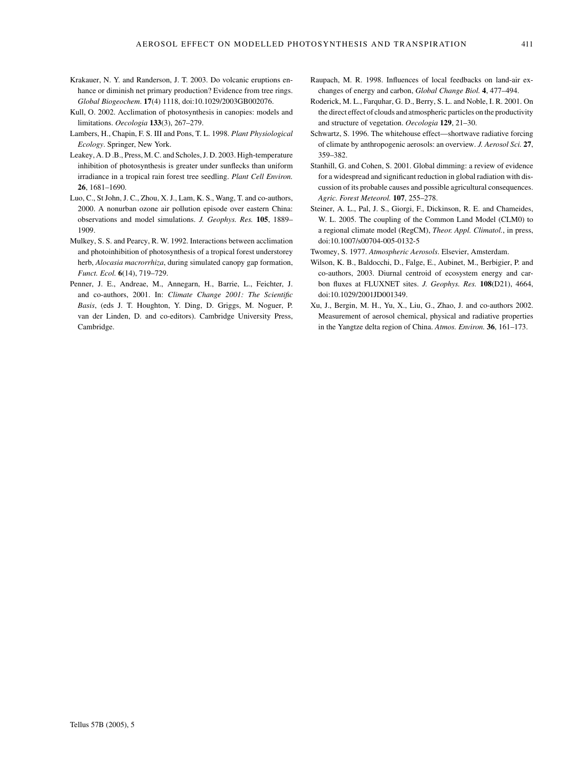Krakauer, N. Y. and Randerson, J. T. 2003. Do volcanic eruptions enhance or diminish net primary production? Evidence from tree rings. *Global Biogeochem*. **17**(4) 1118, doi:10.1029/2003GB002076.

Kull, O. 2002. Acclimation of photosynthesis in canopies: models and limitations. *Oecologia* **133**(3), 267–279.

Lambers, H., Chapin, F. S. III and Pons, T. L. 1998. *Plant Physiological Ecology*. Springer, New York.

Leakey, A. D .B., Press, M. C. and Scholes, J. D. 2003. High-temperature inhibition of photosynthesis is greater under sunflecks than uniform irradiance in a tropical rain forest tree seedling. *Plant Cell Environ.* **26**, 1681–1690.

Luo, C., St John, J. C., Zhou, X. J., Lam, K. S., Wang, T. and co-authors, 2000. A nonurban ozone air pollution episode over eastern China: observations and model simulations. *J. Geophys. Res.* **105**, 1889–1909.

Mulkey, S. S. and Pearcy, R. W. 1992. Interactions between acclimation and photoinhibition of photosynthesis of a tropical forest understorey herb, *Alocasia macrorrhiza*, during simulated canopy gap formation, *Funct. Ecol.* **6**(14), 719–729.

Penner, J. E., Andreae, M., Annegarn, H., Barrie, L., Feichter, J. and co-authors, 2001. In: *Climate Change 2001: The Scientific Basis*, (eds J. T. Houghton, Y. Ding, D. Griggs, M. Noguer, P. van der Linden, D. and co-editors). Cambridge University Press, Cambridge.

Raupach, M. R. 1998. Influences of local feedbacks on land-air exchanges of energy and carbon, *Global Change Biol.* **4**, 477–494.

Roderick, M. L., Farquhar, G. D., Berry, S. L. and Noble, I. R. 2001. On the direct effect of clouds and atmospheric particles on the productivity and structure of vegetation. *Oecologia* **129**, 21–30.

Schwartz, S. 1996. The whitehouse effect—shortwave radiative forcing of climate by anthropogenic aerosols: an overview. *J. Aerosol Sci.* **27**, 359–382.

Stanhill, G. and Cohen, S. 2001. Global dimming: a review of evidence for a widespread and significant reduction in global radiation with discussion of its probable causes and possible agricultural consequences. *Agric. Forest Meteorol.* **107**, 255–278.

Steiner, A. L., Pal, J. S., Giorgi, F., Dickinson, R. E. and Chameides, W. L. 2005. The coupling of the Common Land Model (CLM0) to a regional climate model (RegCM), *Theor. Appl. Climatol.*, in press, doi:10.1007/s00704-005-0132-5

Twomey, S. 1977. *Atmospheric Aerosols*. Elsevier, Amsterdam.

Wilson, K. B., Baldocchi, D., Falge, E., Aubinet, M., Berbigier, P. and co-authors, 2003. Diurnal centroid of ecosystem energy and carbon fluxes at FLUXNET sites. *J. Geophys. Res.* **108**(D21), 4664, doi:10.1029/2001JD001349.

Xu, J., Bergin, M. H., Yu, X., Liu, G., Zhao, J. and co-authors 2002. Measurement of aerosol chemical, physical and radiative properties in the Yangtze delta region of China. *Atmos. Environ.* **36**, 161–173.